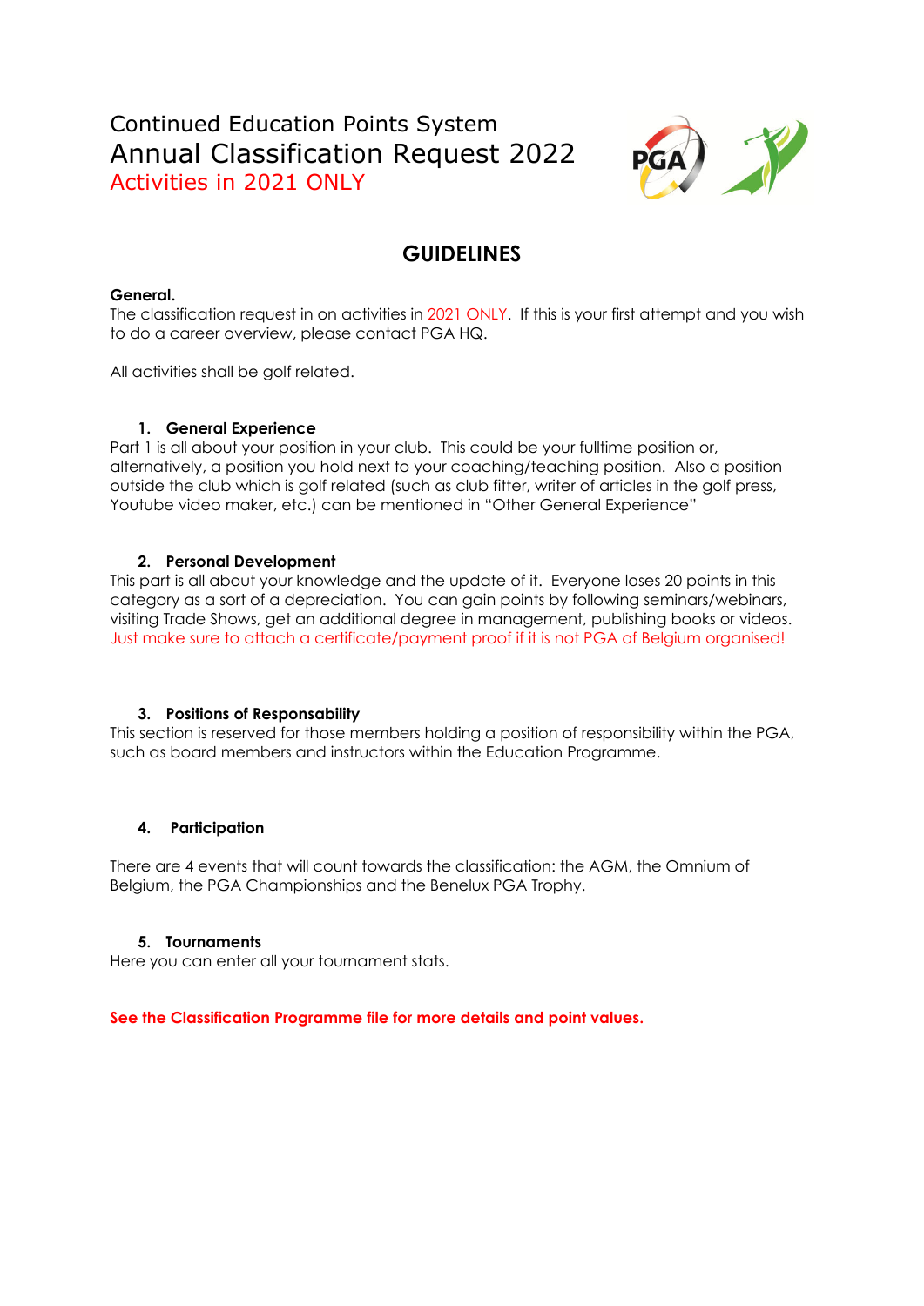# Continued Education Points System

# Annual Classification Request 2022

## Activities in 2021 ONLY

## GUIDELINES

**General.**
The classification request in on activities in 2021 ONLY. If this is your first attempt and you wish to do a career overview, please contact PGA HQ.

All activities shall be golf related.

### 1. General Experience

Part 1 is all about your position in your club. This could be your fulltime position or, alternatively, a position you hold next to your coaching/teaching position. Also a position outside the club which is golf related (such as club fitter, writer of articles in the golf press, Youtube video maker, etc.) can be mentioned in "Other General Experience"

### 2. Personal Development

This part is all about your knowledge and the update of it. Everyone loses 20 points in this category as a sort of a depreciation. You can gain points by following seminars/webinars, visiting Trade Shows, get an additional degree in management, publishing books or videos. Just make sure to attach a certificate/payment proof if it is not PGA of Belgium organised!

### 3. Positions of Responsability

This section is reserved for those members holding a position of responsibility within the PGA, such as board members and instructors within the Education Programme.

### 4. Participation

There are 4 events that will count towards the classification: the AGM, the Omnium of Belgium, the PGA Championships and the Benelux PGA Trophy.

### 5. Tournaments

Here you can enter all your tournament stats.

**See the Classification Programme file for more details and point values.**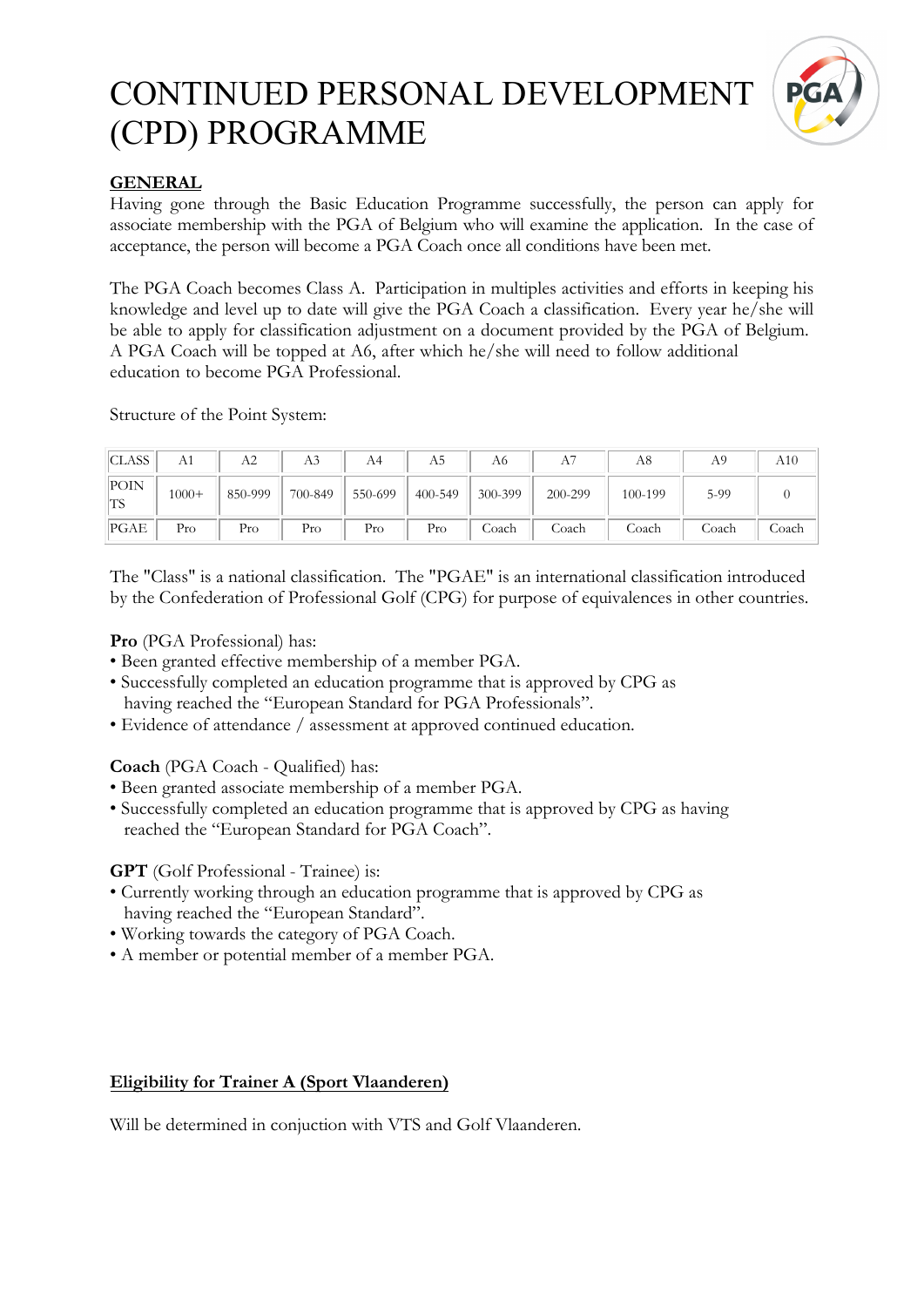# CONTINUED PERSONAL DEVELOPMENT (CPD) PROGRAMME

**GENERAL**

Having gone through the Basic Education Programme successfully, the person can apply for associate membership with the PGA of Belgium who will examine the application. In the case of acceptance, the person will become a PGA Coach once all conditions have been met.

The PGA Coach becomes Class A. Participation in multiples activities and efforts in keeping his knowledge and level up to date will give the PGA Coach a classification. Every year he/she will be able to apply for classification adjustment on a document provided by the PGA of Belgium. A PGA Coach will be topped at A6, after which he/she will need to follow additional education to become PGA Professional.

Structure of the Point System:

| CLASS | A1 | A2 | A3 | A4 | A5 | A6 | A7 | A8 | A9 | A10 |
|---|---|---|---|---|---|---|---|---|---|---|
| POINTS | 1000+ | 850-999 | 700-849 | 550-699 | 400-549 | 300-399 | 200-299 | 100-199 | 5-99 | 0 |
| PGAE | Pro | Pro | Pro | Pro | Pro | Coach | Coach | Coach | Coach | Coach |

The "Class" is a national classification. The "PGAE" is an international classification introduced by the Confederation of Professional Golf (CPG) for purpose of equivalences in other countries.

**Pro** (PGA Professional) has:

- Been granted effective membership of a member PGA.
- Successfully completed an education programme that is approved by CPG as having reached the "European Standard for PGA Professionals".
- Evidence of attendance / assessment at approved continued education.

**Coach** (PGA Coach - Qualified) has:

- Been granted associate membership of a member PGA.
- Successfully completed an education programme that is approved by CPG as having reached the "European Standard for PGA Coach".

**GPT** (Golf Professional - Trainee) is:

- Currently working through an education programme that is approved by CPG as having reached the "European Standard".
- Working towards the category of PGA Coach.
- A member or potential member of a member PGA.

**Eligibility for Trainer A (Sport Vlaanderen)**

Will be determined in conjuction with VTS and Golf Vlaanderen.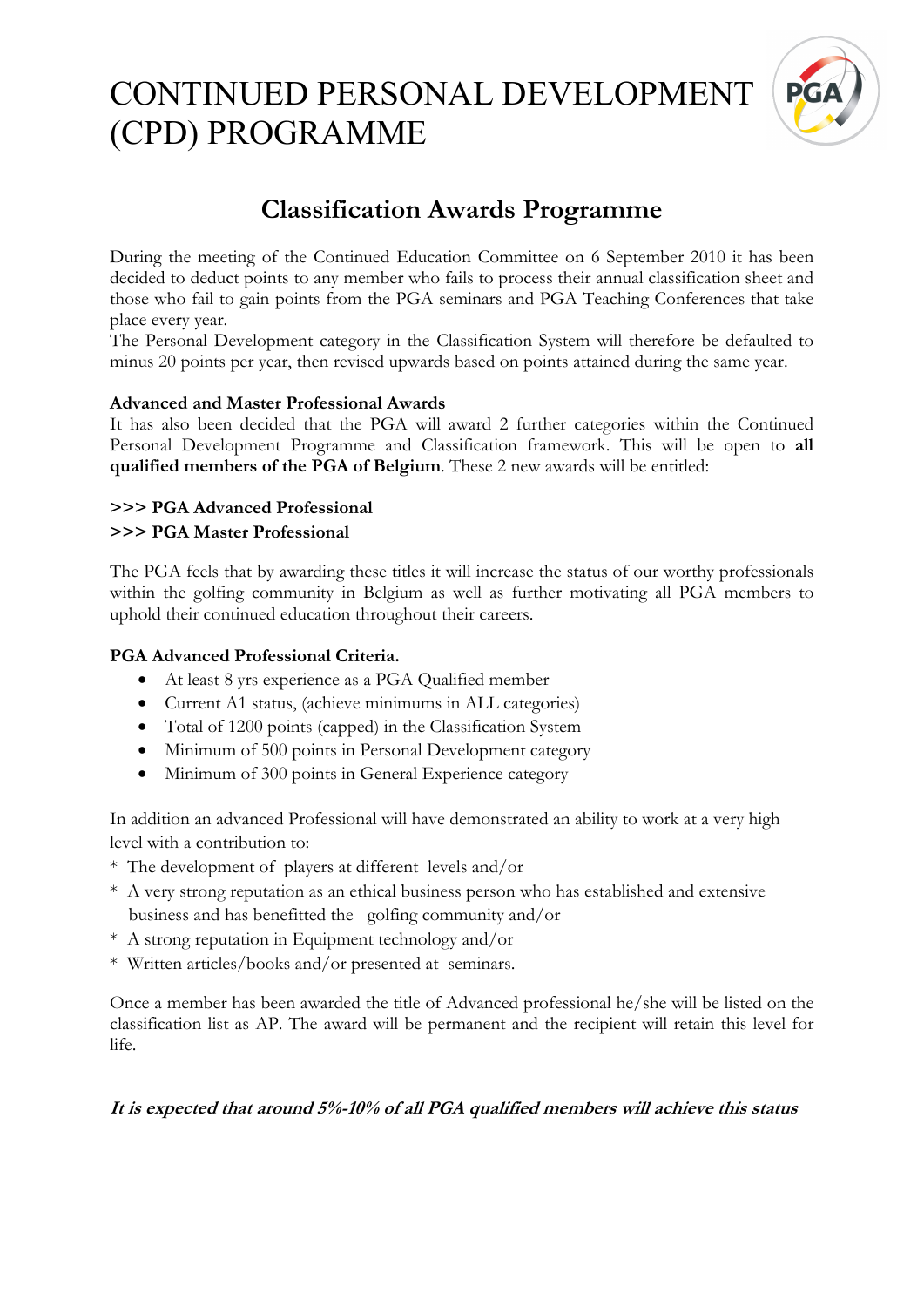# CONTINUED PERSONAL DEVELOPMENT (CPD) PROGRAMME

## Classification Awards Programme

During the meeting of the Continued Education Committee on 6 September 2010 it has been decided to deduct points to any member who fails to process their annual classification sheet and those who fail to gain points from the PGA seminars and PGA Teaching Conferences that take place every year.
The Personal Development category in the Classification System will therefore be defaulted to minus 20 points per year, then revised upwards based on points attained during the same year.

**Advanced and Master Professional Awards**
It has also been decided that the PGA will award 2 further categories within the Continued Personal Development Programme and Classification framework. This will be open to **all qualified members of the PGA of Belgium**. These 2 new awards will be entitled:

**>>> PGA Advanced Professional**
**>>> PGA Master Professional**

The PGA feels that by awarding these titles it will increase the status of our worthy professionals within the golfing community in Belgium as well as further motivating all PGA members to uphold their continued education throughout their careers.

**PGA Advanced Professional Criteria.**

- At least 8 yrs experience as a PGA Qualified member
- Current A1 status, (achieve minimums in ALL categories)
- Total of 1200 points (capped) in the Classification System
- Minimum of 500 points in Personal Development category
- Minimum of 300 points in General Experience category

In addition an advanced Professional will have demonstrated an ability to work at a very high level with a contribution to:

* The development of players at different levels and/or
* A very strong reputation as an ethical business person who has established and extensive business and has benefitted the golfing community and/or
* A strong reputation in Equipment technology and/or
* Written articles/books and/or presented at seminars.

Once a member has been awarded the title of Advanced professional he/she will be listed on the classification list as AP. The award will be permanent and the recipient will retain this level for life.

***It is expected that around 5%-10% of all PGA qualified members will achieve this status***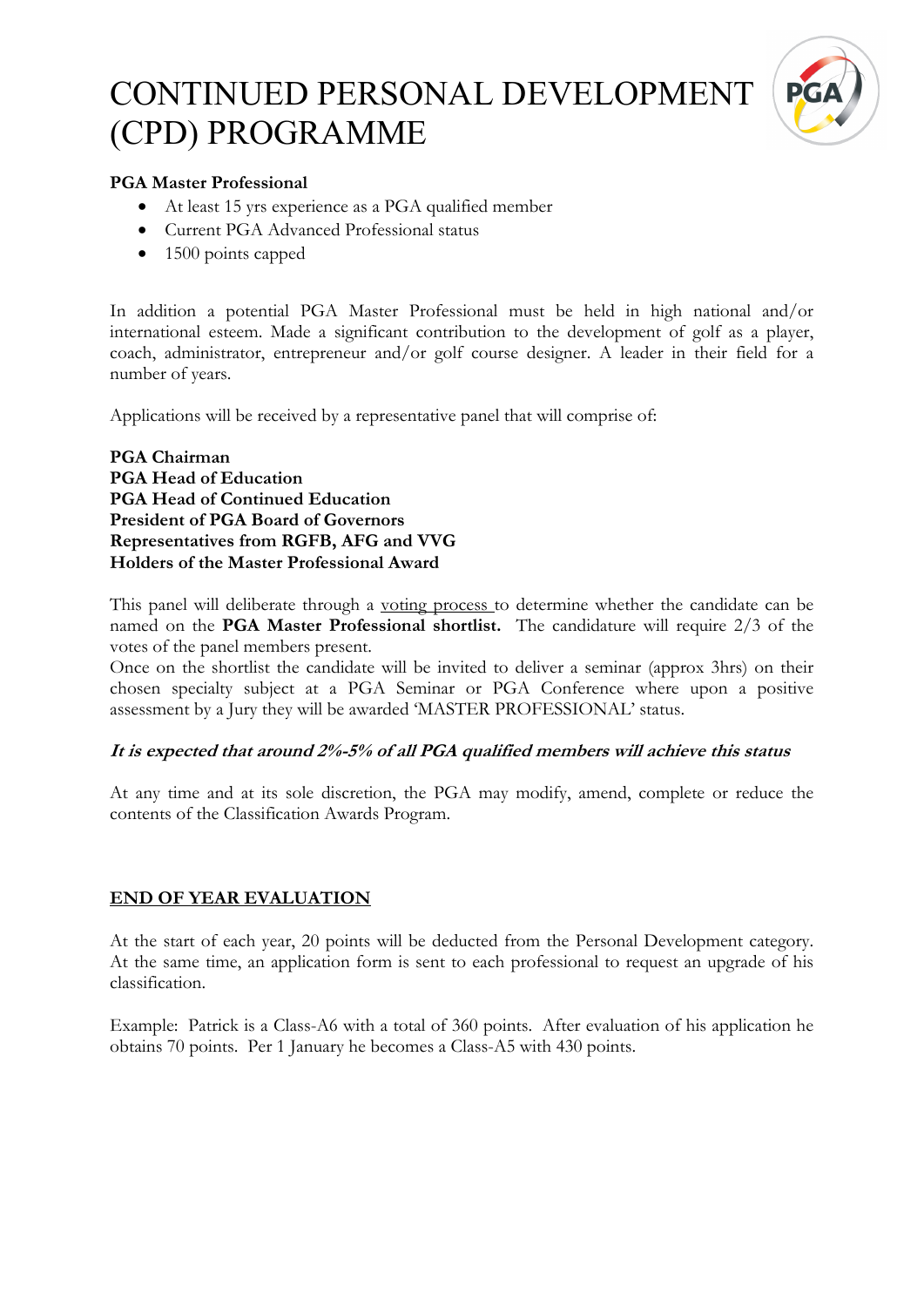# CONTINUED PERSONAL DEVELOPMENT (CPD) PROGRAMME

**PGA Master Professional**

- At least 15 yrs experience as a PGA qualified member
- Current PGA Advanced Professional status
- 1500 points capped

In addition a potential PGA Master Professional must be held in high national and/or international esteem. Made a significant contribution to the development of golf as a player, coach, administrator, entrepreneur and/or golf course designer. A leader in their field for a number of years.

Applications will be received by a representative panel that will comprise of:

**PGA Chairman**
**PGA Head of Education**
**PGA Head of Continued Education**
**President of PGA Board of Governors**
**Representatives from RGFB, AFG and VVG**
**Holders of the Master Professional Award**

This panel will deliberate through a voting process to determine whether the candidate can be named on the **PGA Master Professional shortlist.** The candidature will require 2/3 of the votes of the panel members present.
Once on the shortlist the candidate will be invited to deliver a seminar (approx 3hrs) on their chosen specialty subject at a PGA Seminar or PGA Conference where upon a positive assessment by a Jury they will be awarded 'MASTER PROFESSIONAL' status.

***It is expected that around 2%-5% of all PGA qualified members will achieve this status***

At any time and at its sole discretion, the PGA may modify, amend, complete or reduce the contents of the Classification Awards Program.

## END OF YEAR EVALUATION

At the start of each year, 20 points will be deducted from the Personal Development category. At the same time, an application form is sent to each professional to request an upgrade of his classification.

Example: Patrick is a Class-A6 with a total of 360 points. After evaluation of his application he obtains 70 points. Per 1 January he becomes a Class-A5 with 430 points.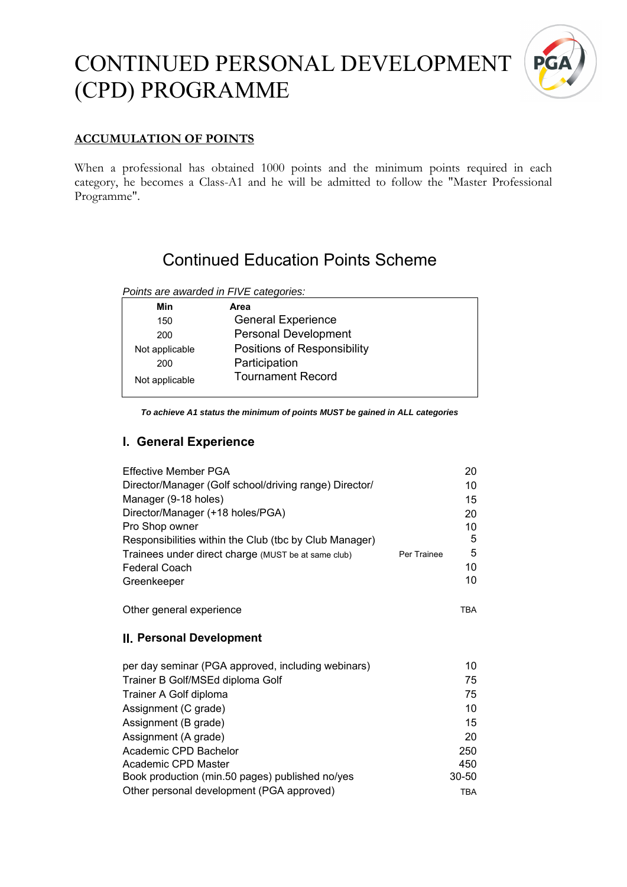# CONTINUED PERSONAL DEVELOPMENT (CPD) PROGRAMME

## ACCUMULATION OF POINTS

When a professional has obtained 1000 points and the minimum points required in each category, he becomes a Class-A1 and he will be admitted to follow the "Master Professional Programme".

## Continued Education Points Scheme

*Points are awarded in FIVE categories:*

| Min | Area |
|---|---|
| 150 | General Experience |
| 200 | Personal Development |
| Not applicable | Positions of Responsibility |
| 200 | Participation |
| Not applicable | Tournament Record |

***To achieve A1 status the minimum of points MUST be gained in ALL categories***

### I. General Experience

| | | |
|---|---|---|
| Effective Member PGA | | 20 |
| Director/Manager (Golf school/driving range) Director/ | | 10 |
| Manager (9-18 holes) | | 15 |
| Director/Manager (+18 holes/PGA) | | 20 |
| Pro Shop owner | | 10 |
| Responsibilities within the Club (tbc by Club Manager) | | 5 |
| Trainees under direct charge (MUST be at same club) | Per Trainee | 5 |
| Federal Coach | | 10 |
| Greenkeeper | | 10 |
| Other general experience | | TBA |

### II. Personal Development

| | |
|---|---|
| per day seminar (PGA approved, including webinars) | 10 |
| Trainer B Golf/MSEd diploma Golf | 75 |
| Trainer A Golf diploma | 75 |
| Assignment (C grade) | 10 |
| Assignment (B grade) | 15 |
| Assignment (A grade) | 20 |
| Academic CPD Bachelor | 250 |
| Academic CPD Master | 450 |
| Book production (min.50 pages) published no/yes | 30-50 |
| Other personal development (PGA approved) | TBA |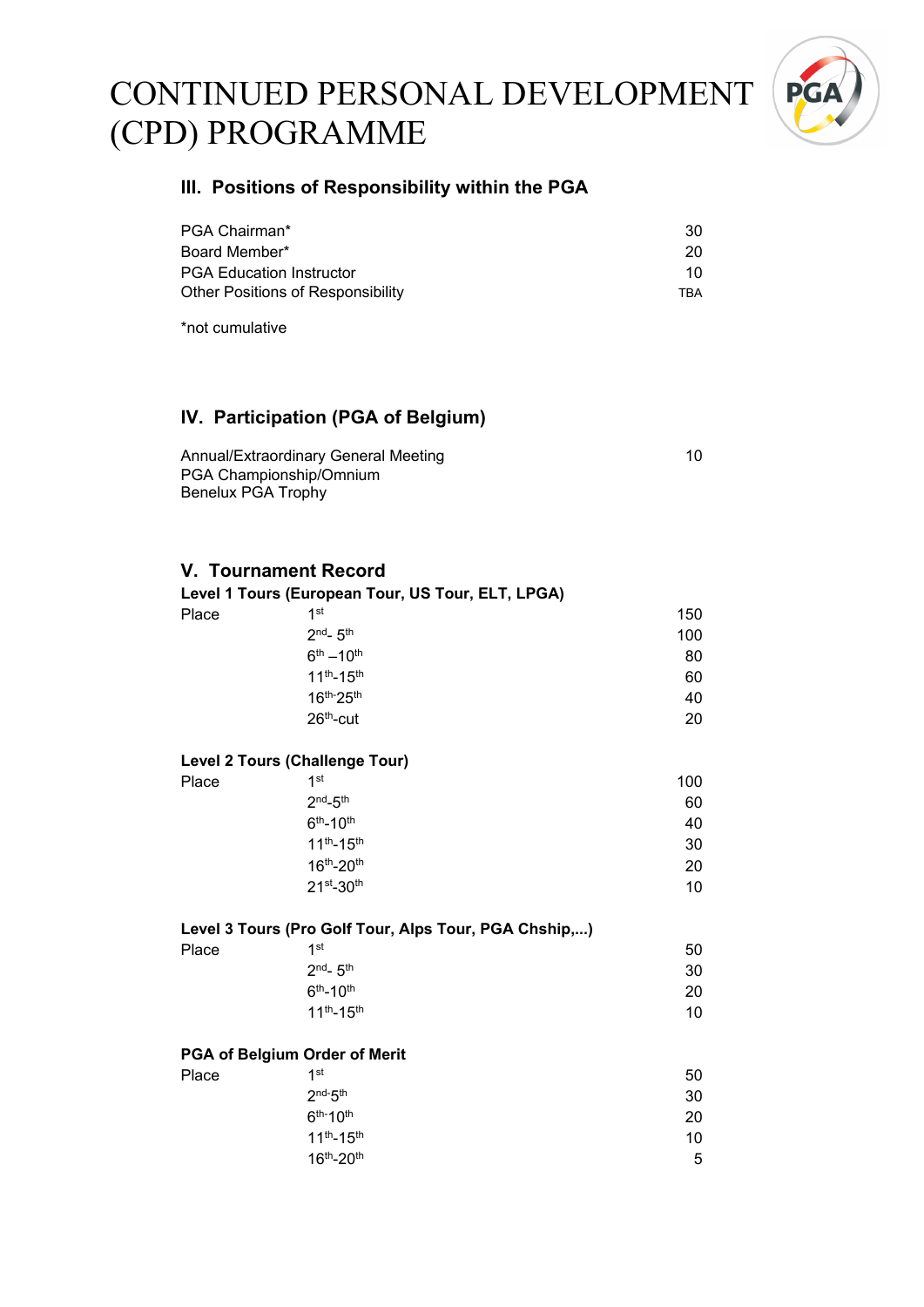# CONTINUED PERSONAL DEVELOPMENT (CPD) PROGRAMME

### III. Positions of Responsibility within the PGA

| | |
|---|---|
| PGA Chairman* | 30 |
| Board Member* | 20 |
| PGA Education Instructor | 10 |
| Other Positions of Responsibility | TBA |

*not cumulative

### IV. Participation (PGA of Belgium)

| | |
|---|---|
| Annual/Extraordinary General Meeting<br>PGA Championship/Omnium<br>Benelux PGA Trophy | 10 |

### V. Tournament Record

**Level 1 Tours (European Tour, US Tour, ELT, LPGA)**

| | | |
|---|---|---|
| Place | 1st | 150 |
| | 2nd- 5th | 100 |
| | 6th –10th | 80 |
| | 11th-15th | 60 |
| | 16th-25th | 40 |
| | 26th-cut | 20 |

**Level 2 Tours (Challenge Tour)**

| | | |
|---|---|---|
| Place | 1st | 100 |
| | 2nd-5th | 60 |
| | 6th-10th | 40 |
| | 11th-15th | 30 |
| | 16th-20th | 20 |
| | 21st-30th | 10 |

**Level 3 Tours (Pro Golf Tour, Alps Tour, PGA Chship,...)**

| | | |
|---|---|---|
| Place | 1st | 50 |
| | 2nd- 5th | 30 |
| | 6th-10th | 20 |
| | 11th-15th | 10 |

**PGA of Belgium Order of Merit**

| | | |
|---|---|---|
| Place | 1st | 50 |
| | 2nd-5th | 30 |
| | 6th-10th | 20 |
| | 11th-15th | 10 |
| | 16th-20th | 5 |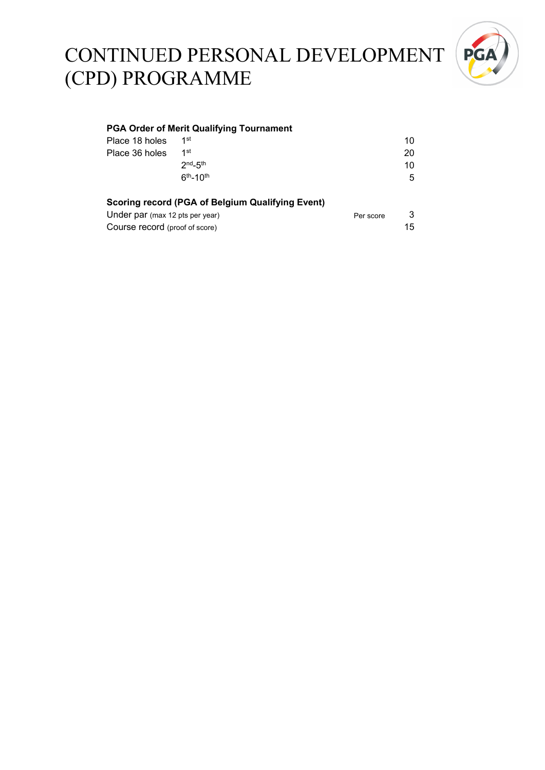# CONTINUED PERSONAL DEVELOPMENT (CPD) PROGRAMME

**PGA Order of Merit Qualifying Tournament**

| | | | |
|---|---|---|---|
| Place 18 holes | 1st | | 10 |
| Place 36 holes | 1st | | 20 |
| | 2nd-5th | | 10 |
| | 6th-10th | | 5 |

**Scoring record (PGA of Belgium Qualifying Event)**

| | | |
|---|---|---|
| Under par (max 12 pts per year) | Per score | 3 |
| Course record (proof of score) | | 15 |